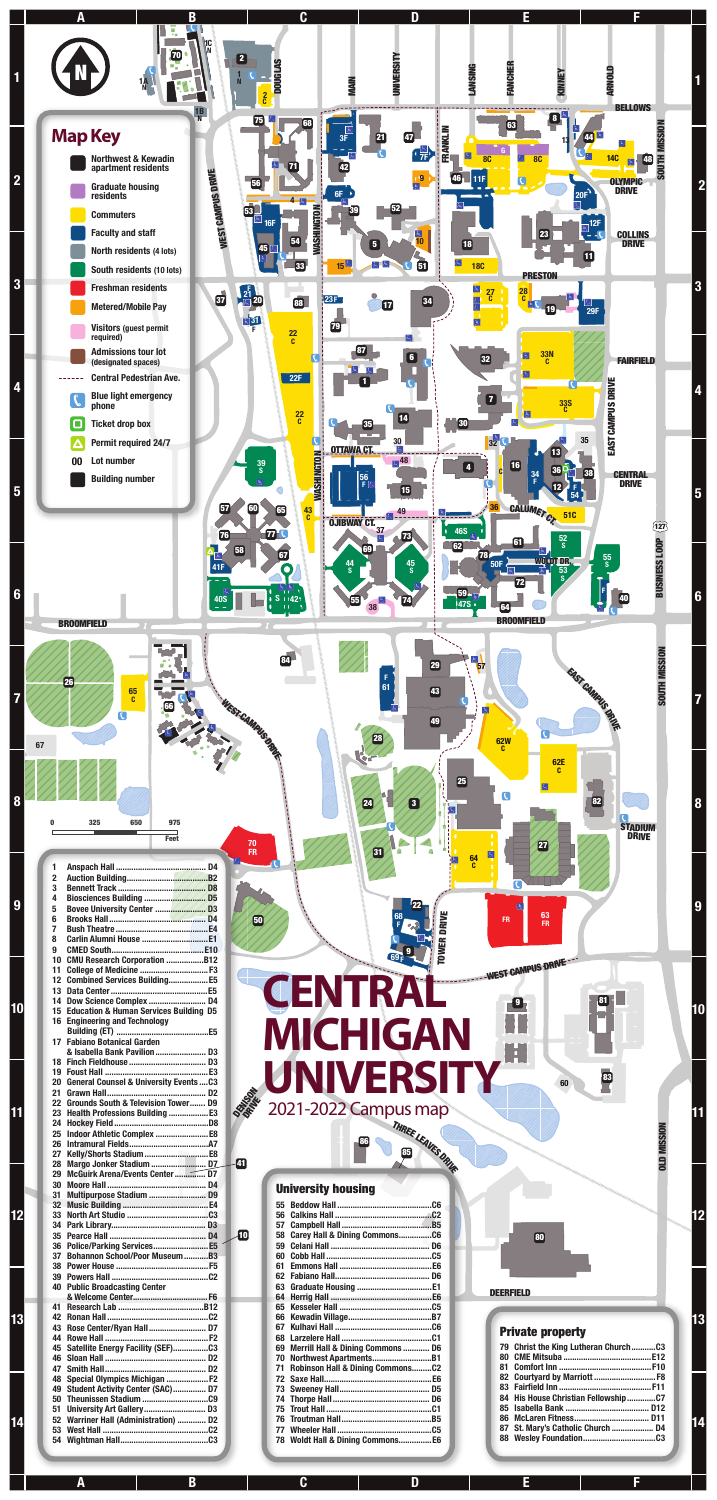# CENTRAL MICHIGAN UNIVERSITY

2021-2022 Campus map

## Map Key

- Northwest & Kewadin apartment residents
- Graduate housing residents
- Commuters
- Faculty and staff
- North residents (4 lots)
- South residents (10 lots)
- Freshman residents
- Metered/Mobile Pay
- Visitors (guest permit required)
- Admissions tour lot (designated spaces)
- Central Pedestrian Ave.
- Blue light emergency phone
- Ticket drop box
- Permit required 24/7
- 00 Lot number
- Building number

0 325 650 975 Feet

1. Anspach Hall .......... D4
2. Auction Building .......... B2
3. Bennett Track .......... D8
4. Biosciences Building .......... D5
5. Bovee University Center .......... D3
6. Brooks Hall .......... D4
7. Bush Theatre .......... E4
8. Carlin Alumni House .......... E1
9. CMED South .......... E10
10. CMU Research Corporation .......... B12
11. College of Medicine .......... F3
12. Combined Services Building .......... F3
13. Data Center .......... E5
14. Dow Science Complex .......... D4
15. Education & Human Services Building D5
16. Engineering and Technology Building (ET) .......... E5
17. Fabiano Botanical Garden & Isabella Bank Pavilion .......... D3
18. Finch Fieldhouse .......... D3
19. Foust Hall .......... E3
20. General Counsel & University Events .... C3
21. Grawn Hall .......... D2
22. Grounds South & Television Tower .......... D9
23. Health Professions Building .......... E3
24. Hockey Field .......... D8
25. Indoor Athletic Complex .......... E8
26. Intramural Fields .......... A7
27. Kelly/Shorts Stadium .......... E8
28. Margo Jonker Stadium .......... D7
29. McGuirk Arena/Events Center .......... D7
30. Moore Hall .......... D4
31. Multipurpose Stadium .......... D9
32. Music Building .......... E4
33. North Art Studio .......... C3
34. Park Library .......... D3
35. Pearce Hall .......... D4
36. Police/Parking Services .......... E5
37. Bohannon School/Poor Museum .......... B3
38. Power House .......... F5
39. Powers Hall .......... C2
40. Public Broadcasting Center & Welcome Center .......... F6
41. Research Lab .......... B12
42. Ronan Hall .......... C2
43. Rose Center/Ryan Hall .......... D7
44. Rowe Hall .......... F2
45. Satellite Energy Facility (SEF) .......... C3
46. Sloan Hall .......... D2
47. Smith Hall .......... D2
48. Special Olympics Michigan .......... F2
49. Student Activity Center (SAC) .......... D7
50. Theunissen Stadium .......... C9
51. University Art Gallery .......... D3
52. Warriner Hall (Administration) .......... D2
53. West Hall .......... C2
54. Wightman Hall .......... C3

## University housing

55. Beddow Hall .......... C6
56. Calkins Hall .......... C2
57. Campbell Hall .......... B5
58. Carey Hall & Dining Commons .......... C6
59. Celani Hall .......... D6
60. Cobb Hall .......... C5
61. Emmons Hall .......... E6
62. Fabiano Hall .......... D6
63. Graduate Housing .......... E1
64. Herrig Hall .......... E6
65. Kesseler Hall .......... C5
66. Kewadin Village .......... B7
67. Kulhavi Hall .......... C6
68. Larzelere Hall .......... C1
69. Merrill Hall & Dining Commons .......... D6
70. Northwest Apartments .......... B1
71. Robinson Hall & Dining Commons .......... C2
72. Saxe Hall .......... E6
73. Sweeney Hall .......... D5
74. Thorpe Hall .......... D6
75. Trout Hall .......... C1
76. Troutman Hall .......... B5
77. Wheeler Hall .......... C5
78. Woldt Hall & Dining Commons .......... E6

## Private property

79. Christ the King Lutheran Church .......... C3
80. CME Mitsuba .......... E12
81. Comfort Inn .......... F10
82. Courtyard by Marriott .......... F8
83. Fairfield Inn .......... F11
84. His House Christian Fellowship .......... C7
85. Isabella Bank .......... D12
86. McLaren Fitness .......... D11
87. St. Mary's Catholic Church .......... D4
88. Wesley Foundation .......... C3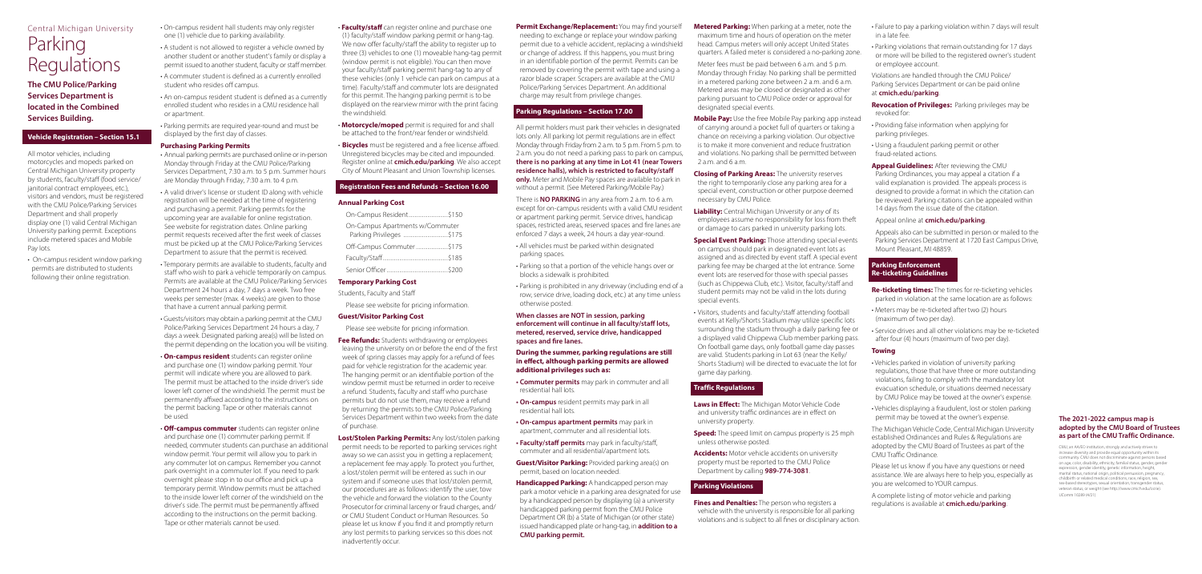Central Michigan University

# Parking Regulations

**The CMU Police/Parking Services Department is located in the Combined Services Building.**

## Vehicle Registration – Section 15.1

All motor vehicles, including motorcycles and mopeds parked on Central Michigan University property by students, faculty/staff (food service/janitorial contract employees, etc.), visitors and vendors, must be registered with the CMU Police/Parking Services Department and shall properly display one (1) valid Central Michigan University parking permit. Exceptions include metered spaces and Mobile Pay lots.

- On-campus resident window parking permits are distributed to students following their online registration.
- On-campus resident hall students may only register one (1) vehicle due to parking availability.
- A student is not allowed to register a vehicle owned by another student or another student's family or display a permit issued to another student, faculty or staff member.
- A commuter student is defined as a currently enrolled student who resides off campus.
- An on-campus resident student is defined as a currently enrolled student who resides in a CMU residence hall or apartment.
- Parking permits are required year-round and must be displayed by the first day of classes.

### Purchasing Parking Permits

- Annual parking permits are purchased online or in-person Monday through Friday at the CMU Police/Parking Services Department, 7:30 a.m. to 5 p.m. Summer hours are Monday through Friday, 7:30 a.m. to 4 p.m.
- A valid driver's license or student ID along with vehicle registration will be needed at the time of registering and purchasing a permit. Parking permits for the upcoming year are available for online registration. See website for registration dates. Online parking permit requests received after the first week of classes must be picked up at the CMU Police/Parking Services Department to assure that the permit is received.
- Temporary permits are available to students, faculty and staff who wish to park a vehicle temporarily on campus. Permits are available at the CMU Police/Parking Services Department 24 hours a day, 7 days a week. Two free weeks per semester (max. 4 weeks) are given to those that have a current annual parking permit.
- Guests/visitors may obtain a parking permit at the CMU Police/Parking Services Department 24 hours a day, 7 days a week. Designated parking area(s) will be listed on the permit depending on the location you will be visiting.
- **On-campus resident** students can register online and purchase one (1) window parking permit. Your permit will indicate where you are allowed to park. The permit must be attached to the inside driver's side lower left corner of the windshield. The permit must be permanently affixed according to the instructions on the permit backing. Tape or other materials cannot be used.
- **Off-campus commuter** students can register online and purchase one (1) commuter parking permit. If needed, commuter students can purchase an additional window permit. Your permit will allow you to park in any commuter lot on campus. Remember you cannot park overnight in a commuter lot. If you need to park overnight please stop in to our office and pick up a temporary permit. Window permits must be attached to the inside lower left corner of the windshield on the driver's side. The permit must be permanently affixed according to the instructions on the permit backing. Tape or other materials cannot be used.
- **Faculty/staff** can register online and purchase one (1) faculty/staff window parking permit or hang-tag. We now offer faculty/staff the ability to register up to three (3) vehicles to one (1) moveable hang-tag permit (window permit is not eligible). You can then move your faculty/staff parking permit hang-tag to any of these vehicles (only 1 vehicle can park on campus at a time). Faculty/staff and commuter lots are designated for this permit. The hanging parking permit is to be displayed on the rearview mirror with the print facing the windshield.
- **Motorcycle/moped** permit is required for and shall be attached to the front/rear fender or windshield.
- **Bicycles** must be registered and a free license affixed. Unregistered bicycles may be cited and impounded. Register online at **cmich.edu/parking**. We also accept City of Mount Pleasant and Union Township licenses.

## Registration Fees and Refunds – Section 16.00

### Annual Parking Cost

| | |
|---|---|
| On-Campus Resident | $150 |
| On-Campus Apartments w/Commuter Parking Privileges | $175 |
| Off-Campus Commuter | $175 |
| Faculty/Staff | $185 |
| Senior Officer | $200 |

### Temporary Parking Cost

Students, Faculty and Staff

Please see website for pricing information.

### Guest/Visitor Parking Cost

Please see website for pricing information.

**Fee Refunds:** Students withdrawing or employees leaving the university on or before the end of the first week of spring classes may apply for a refund of fees paid for vehicle registration for the academic year. The hanging permit or an identifiable portion of the window permit must be returned in order to receive a refund. Students, faculty and staff who purchase permits but do not use them, may receive a refund by returning the permits to the CMU Police/Parking Services Department within two weeks from the date of purchase.

**Lost/Stolen Parking Permits:** Any lost/stolen parking permit needs to be reported to parking services right away so we can assist you in getting a replacement; a replacement fee may apply. To protect you further, a lost/stolen permit will be entered as such in our system and if someone uses that lost/stolen permit, our procedures are as follows: identify the user, tow the vehicle and forward the violation to the County Prosecutor for criminal larceny or fraud charges, and/or CMU Student Conduct or Human Resources. So please let us know if you find it and promptly return any lost permits to parking services so this does not inadvertently occur.

**Permit Exchange/Replacement:** You may find yourself needing to exchange or replace your window parking permit due to a vehicle accident, replacing a windshield or change of address. If this happens, you must bring in an identifiable portion of the permit. Permits can be removed by covering the permit with tape and using a razor blade scraper. Scrapers are available at the CMU Police/Parking Services Department. An additional charge may result from privilege changes.

## Parking Regulations – Section 17.00

All permit holders must park their vehicles in designated lots only. All parking lot permit regulations are in effect Monday through Friday from 2 a.m. to 5 p.m. From 5 p.m. to 2 a.m. you do not need a parking pass to park on campus, **there is no parking at any time in Lot 41 (near Towers residence halls), which is restricted to faculty/staff only.** Meter and Mobile Pay spaces are available to park in without a permit. (See Metered Parking/Mobile Pay.)

There is **NO PARKING** in any area from 2 a.m. to 6 a.m. except for on-campus residents with a valid CMU resident or apartment parking permit. Service drives, handicap spaces, restricted areas, reserved spaces and fire lanes are enforced 7 days a week, 24 hours a day year-round.

- All vehicles must be parked within designated parking spaces.
- Parking so that a portion of the vehicle hangs over or blocks a sidewalk is prohibited.
- Parking is prohibited in any driveway (including end of a row, service drive, loading dock, etc.) at any time unless otherwise posted.

**When classes are NOT in session, parking enforcement will continue in all faculty/staff lots, metered, reserved, service drive, handicapped spaces and fire lanes.**

**During the summer, parking regulations are still in effect, although parking permits are allowed additional privileges such as:**

- **Commuter permits** may park in commuter and all residential hall lots.
- **On-campus** resident permits may park in all residential hall lots.
- **On-campus apartment permits** may park in apartment, commuter and all residential/apartment lots.
- **Faculty/staff permits** may park in faculty/staff, commuter and all residential/apartment lots.

**Guest/Visitor Parking:** Provided parking area(s) on permit, based on location needed.

**Handicapped Parking:** A handicapped person may park a motor vehicle in a parking area designated for use by a handicapped person by displaying (a) a university handicapped parking permit from the CMU Police Department OR (b) a State of Michigan (or other state) issued handicapped plate or hang-tag, in **addition to a CMU parking permit.**

**Metered Parking:** When parking at a meter, note the maximum time and hours of operation on the meter head. Campus meters will only accept United States quarters. A failed meter is considered a no-parking zone.

Meter fees must be paid between 6 a.m. and 5 p.m. Monday through Friday. No parking shall be permitted in a metered parking zone between 2 a.m. and 6 a.m. Metered areas may be closed or designated as other parking pursuant to CMU Police order or approval for designated special events.

**Mobile Pay:** Use the free Mobile Pay parking app instead of carrying around a pocket full of quarters or taking a chance on receiving a parking violation. Our objective is to make it more convenient and reduce frustration and violations. No parking shall be permitted between 2 a.m. and 6 a.m.

**Closing of Parking Areas:** The university reserves the right to temporarily close any parking area for a special event, construction or other purpose deemed necessary by CMU Police.

**Liability:** Central Michigan University or any of its employees assume no responsibility for loss from theft or damage to cars parked in university parking lots.

**Special Event Parking:** Those attending special events on campus should park in designated event lots as assigned and as directed by event staff. A special event parking fee may be charged at the lot entrance. Some event lots are reserved for those with special passes (such as Chippewa Club, etc.). Visitor, faculty/staff and student permits may not be valid in the lots during special events.

- Visitors, students and faculty/staff attending football events at Kelly/Shorts Stadium may utilize specific lots surrounding the stadium through a daily parking fee or a displayed valid Chippewa Club member parking pass. On football game days, only football game day passes are valid. Students parking in Lot 63 (near the Kelly/Shorts Stadium) will be directed to evacuate the lot for game day parking.

## Traffic Regulations

**Laws in Effect:** The Michigan Motor Vehicle Code and university traffic ordinances are in effect on university property.

**Speed:** The speed limit on campus property is 25 mph unless otherwise posted.

**Accidents:** Motor vehicle accidents on university property must be reported to the CMU Police Department by calling **989-774-3081**.

## Parking Violations

**Fines and Penalties:** The person who registers a vehicle with the university is responsible for all parking violations and is subject to all fines or disciplinary action.

- Failure to pay a parking violation within 7 days will result in a late fee.
- Parking violations that remain outstanding for 17 days or more will be billed to the registered owner's student or employee account.

Violations are handled through the CMU Police/Parking Services Department or can be paid online at **cmich.edu/parking**.

**Revocation of Privileges:** Parking privileges may be revoked for:

- Providing false information when applying for parking privileges.
- Using a fraudulent parking permit or other fraud-related actions.

**Appeal Guidelines:** After reviewing the CMU Parking Ordinances, you may appeal a citation if a valid explanation is provided. The appeals process is designed to provide a format in which the citation can be reviewed. Parking citations can be appealed within 14 days from the issue date of the citation.

Appeal online at **cmich.edu/parking**.

Appeals also can be submitted in person or mailed to the Parking Services Department at 1720 East Campus Drive, Mount Pleasant, MI 48859.

## Parking Enforcement Re-ticketing Guidelines

**Re-ticketing times:** The times for re-ticketing vehicles parked in violation at the same location are as follows:

- Meters may be re-ticketed after two (2) hours (maximum of two per day).
- Service drives and all other violations may be re-ticketed after four (4) hours (maximum of two per day).

### Towing

- Vehicles parked in violation of university parking regulations, those that have three or more outstanding violations, failing to comply with the mandatory lot evacuation schedule, or situations deemed necessary by CMU Police may be towed at the owner's expense.
- Vehicles displaying a fraudulent, lost or stolen parking permit may be towed at the owner's expense.

The Michigan Vehicle Code, Central Michigan University established Ordinances and Rules & Regulations are adopted by the CMU Board of Trustees as part of the CMU Traffic Ordinance.

Please let us know if you have any questions or need assistance. We are always here to help you, especially as you are welcomed to YOUR campus.

A complete listing of motor vehicle and parking regulations is available at **cmich.edu/parking**.

**The 2021-2022 campus map is adopted by the CMU Board of Trustees as part of the CMU Traffic Ordinance.**

CMU, an AA/EO institution, strongly and actively strives to increase diversity and provide equal opportunity within its community. CMU does not discriminate against persons based on age, color, disability, ethnicity, familial status, gender, gender expression, gender identity, genetic information, height, marital status, national origin, political persuasion, pregnancy, childbirth or related medical conditions, race, religion, sex, sex-based stereotypes, sexual orientation, transgender status, veteran status, or weight (see http://www.cmich.edu/ocrie). UComm 10289 (4/21)